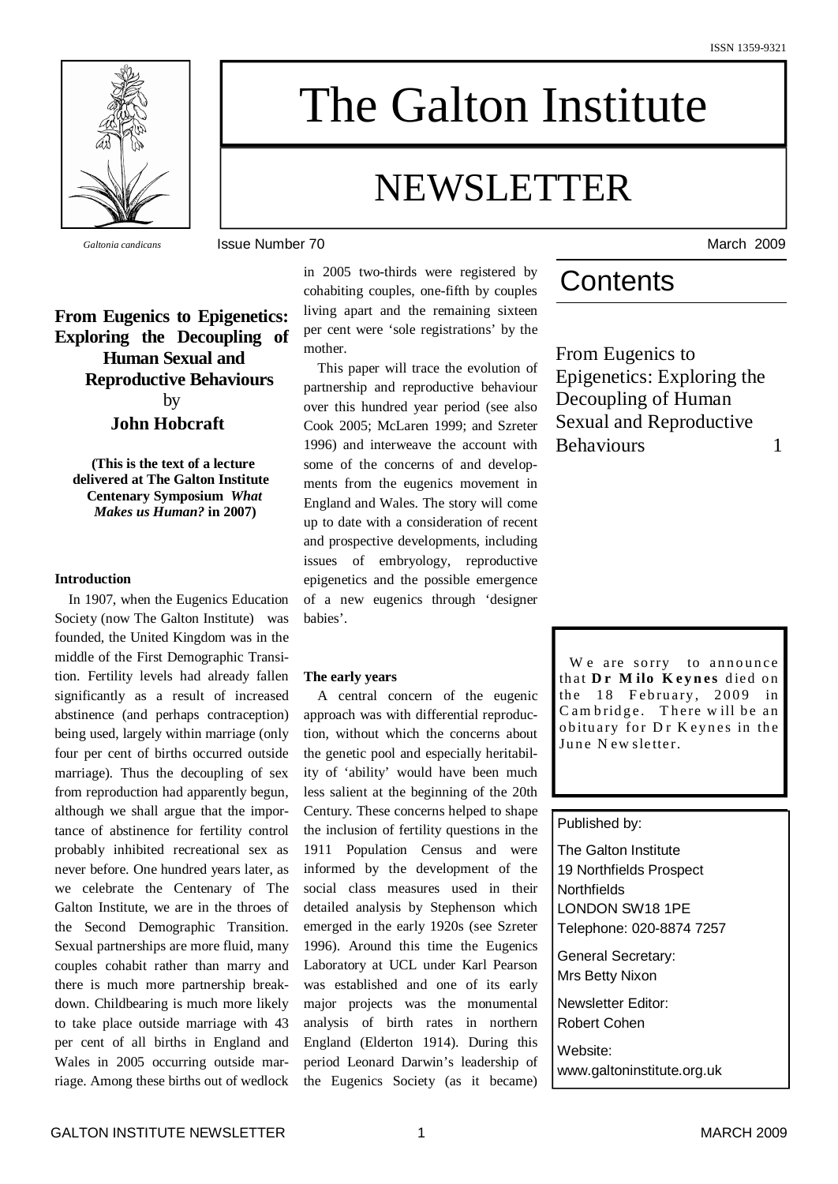ISSN 1359-9321

# The Galton Institute

# NEWSLETTER

*Galtonia candicans*

Issue Number 70

March 2009

## From Eugenics to Epigenetics: Exploring the Decoupling of Human Sexual and Reproductive Behaviours

by

**John Hobcraft**

**(This is the text of a lecture delivered at The Galton Institute Centenary Symposium *What Makes us Human?* in 2007)**

### Introduction

In 1907, when the Eugenics Education Society (now The Galton Institute) was founded, the United Kingdom was in the middle of the First Demographic Transition. Fertility levels had already fallen significantly as a result of increased abstinence (and perhaps contraception) being used, largely within marriage (only four per cent of births occurred outside marriage). Thus the decoupling of sex from reproduction had apparently begun, although we shall argue that the importance of abstinence for fertility control probably inhibited recreational sex as never before. One hundred years later, as we celebrate the Centenary of The Galton Institute, we are in the throes of the Second Demographic Transition. Sexual partnerships are more fluid, many couples cohabit rather than marry and there is much more partnership breakdown. Childbearing is much more likely to take place outside marriage with 43 per cent of all births in England and Wales in 2005 occurring outside marriage. Among these births out of wedlock in 2005 two-thirds were registered by cohabiting couples, one-fifth by couples living apart and the remaining sixteen per cent were 'sole registrations' by the mother.

This paper will trace the evolution of partnership and reproductive behaviour over this hundred year period (see also Cook 2005; McLaren 1999; and Szreter 1996) and interweave the account with some of the concerns of and developments from the eugenics movement in England and Wales. The story will come up to date with a consideration of recent and prospective developments, including issues of embryology, reproductive epigenetics and the possible emergence of a new eugenics through 'designer babies'.

### The early years

A central concern of the eugenic approach was with differential reproduction, without which the concerns about the genetic pool and especially heritability of 'ability' would have been much less salient at the beginning of the 20th Century. These concerns helped to shape the inclusion of fertility questions in the 1911 Population Census and were informed by the development of the social class measures used in their detailed analysis by Stephenson which emerged in the early 1920s (see Szreter 1996). Around this time the Eugenics Laboratory at UCL under Karl Pearson was established and one of its early major projects was the monumental analysis of birth rates in northern England (Elderton 1914). During this period Leonard Darwin's leadership of the Eugenics Society (as it became)

## Contents

From Eugenics to Epigenetics: Exploring the Decoupling of Human Sexual and Reproductive Behaviours 1

We are sorry to announce that **Dr Milo Keynes** died on the 18 February, 2009 in Cambridge. There will be an obituary for Dr Keynes in the June Newsletter.

Published by:

The Galton Institute
19 Northfields Prospect
Northfields
LONDON SW18 1PE
Telephone: 020-8874 7257

General Secretary:
Mrs Betty Nixon

Newsletter Editor:
Robert Cohen

Website:
www.galtoninstitute.org.uk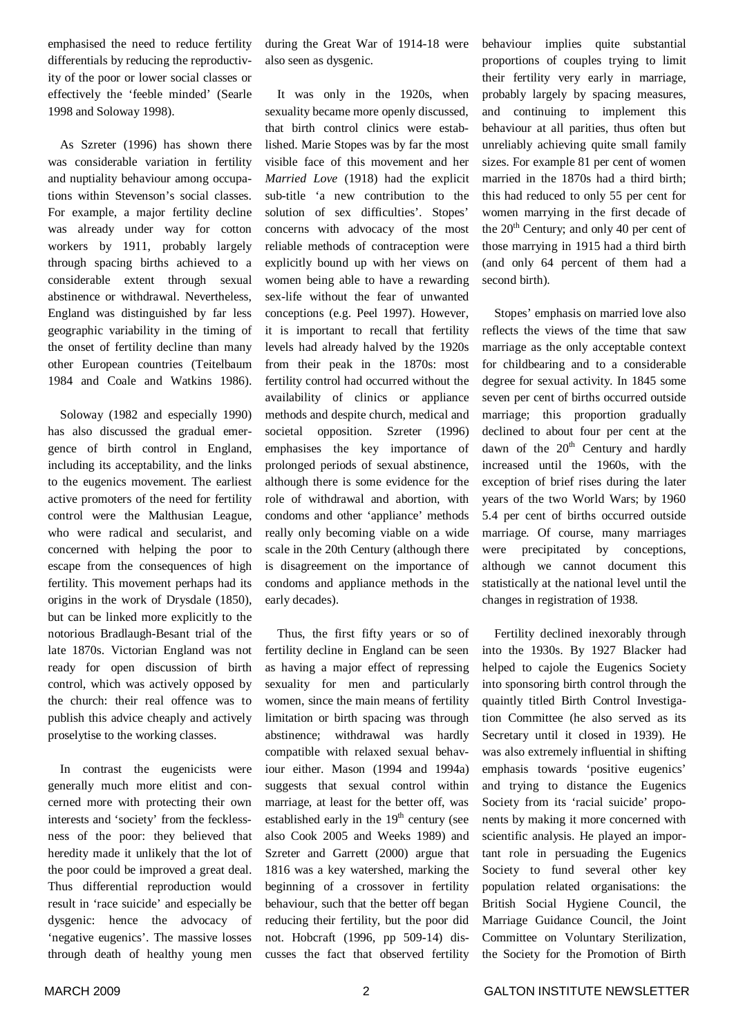emphasised the need to reduce fertility differentials by reducing the reproductivity of the poor or lower social classes or effectively the 'feeble minded' (Searle 1998 and Soloway 1998).

As Szreter (1996) has shown there was considerable variation in fertility and nuptiality behaviour among occupations within Stevenson's social classes. For example, a major fertility decline was already under way for cotton workers by 1911, probably largely through spacing births achieved to a considerable extent through sexual abstinence or withdrawal. Nevertheless, England was distinguished by far less geographic variability in the timing of the onset of fertility decline than many other European countries (Teitelbaum 1984 and Coale and Watkins 1986).

Soloway (1982 and especially 1990) has also discussed the gradual emergence of birth control in England, including its acceptability, and the links to the eugenics movement. The earliest active promoters of the need for fertility control were the Malthusian League, who were radical and secularist, and concerned with helping the poor to escape from the consequences of high fertility. This movement perhaps had its origins in the work of Drysdale (1850), but can be linked more explicitly to the notorious Bradlaugh-Besant trial of the late 1870s. Victorian England was not ready for open discussion of birth control, which was actively opposed by the church: their real offence was to publish this advice cheaply and actively proselytise to the working classes.

In contrast the eugenicists were generally much more elitist and concerned more with protecting their own interests and 'society' from the fecklessness of the poor: they believed that heredity made it unlikely that the lot of the poor could be improved a great deal. Thus differential reproduction would result in 'race suicide' and especially be dysgenic: hence the advocacy of 'negative eugenics'. The massive losses through death of healthy young men during the Great War of 1914-18 were also seen as dysgenic.

It was only in the 1920s, when sexuality became more openly discussed, that birth control clinics were established. Marie Stopes was by far the most visible face of this movement and her *Married Love* (1918) had the explicit sub-title 'a new contribution to the solution of sex difficulties'. Stopes' concerns with advocacy of the most reliable methods of contraception were explicitly bound up with her views on women being able to have a rewarding sex-life without the fear of unwanted conceptions (e.g. Peel 1997). However, it is important to recall that fertility levels had already halved by the 1920s from their peak in the 1870s: most fertility control had occurred without the availability of clinics or appliance methods and despite church, medical and societal opposition. Szreter (1996) emphasises the key importance of prolonged periods of sexual abstinence, although there is some evidence for the role of withdrawal and abortion, with condoms and other 'appliance' methods really only becoming viable on a wide scale in the 20th Century (although there is disagreement on the importance of condoms and appliance methods in the early decades).

Thus, the first fifty years or so of fertility decline in England can be seen as having a major effect of repressing sexuality for men and particularly women, since the main means of fertility limitation or birth spacing was through abstinence; withdrawal was hardly compatible with relaxed sexual behaviour either. Mason (1994 and 1994a) suggests that sexual control within marriage, at least for the better off, was established early in the 19th century (see also Cook 2005 and Weeks 1989) and Szreter and Garrett (2000) argue that 1816 was a key watershed, marking the beginning of a crossover in fertility behaviour, such that the better off began reducing their fertility, but the poor did not. Hobcraft (1996, pp 509-14) discusses the fact that observed fertility behaviour implies quite substantial proportions of couples trying to limit their fertility very early in marriage, probably largely by spacing measures, and continuing to implement this behaviour at all parities, thus often but unreliably achieving quite small family sizes. For example 81 per cent of women married in the 1870s had a third birth; this had reduced to only 55 per cent for women marrying in the first decade of the 20th Century; and only 40 per cent of those marrying in 1915 had a third birth (and only 64 percent of them had a second birth).

Stopes' emphasis on married love also reflects the views of the time that saw marriage as the only acceptable context for childbearing and to a considerable degree for sexual activity. In 1845 some seven per cent of births occurred outside marriage; this proportion gradually declined to about four per cent at the dawn of the 20th Century and hardly increased until the 1960s, with the exception of brief rises during the later years of the two World Wars; by 1960 5.4 per cent of births occurred outside marriage. Of course, many marriages were precipitated by conceptions, although we cannot document this statistically at the national level until the changes in registration of 1938.

Fertility declined inexorably through into the 1930s. By 1927 Blacker had helped to cajole the Eugenics Society into sponsoring birth control through the quaintly titled Birth Control Investigation Committee (he also served as its Secretary until it closed in 1939). He was also extremely influential in shifting emphasis towards 'positive eugenics' and trying to distance the Eugenics Society from its 'racial suicide' proponents by making it more concerned with scientific analysis. He played an important role in persuading the Eugenics Society to fund several other key population related organisations: the British Social Hygiene Council, the Marriage Guidance Council, the Joint Committee on Voluntary Sterilization, the Society for the Promotion of Birth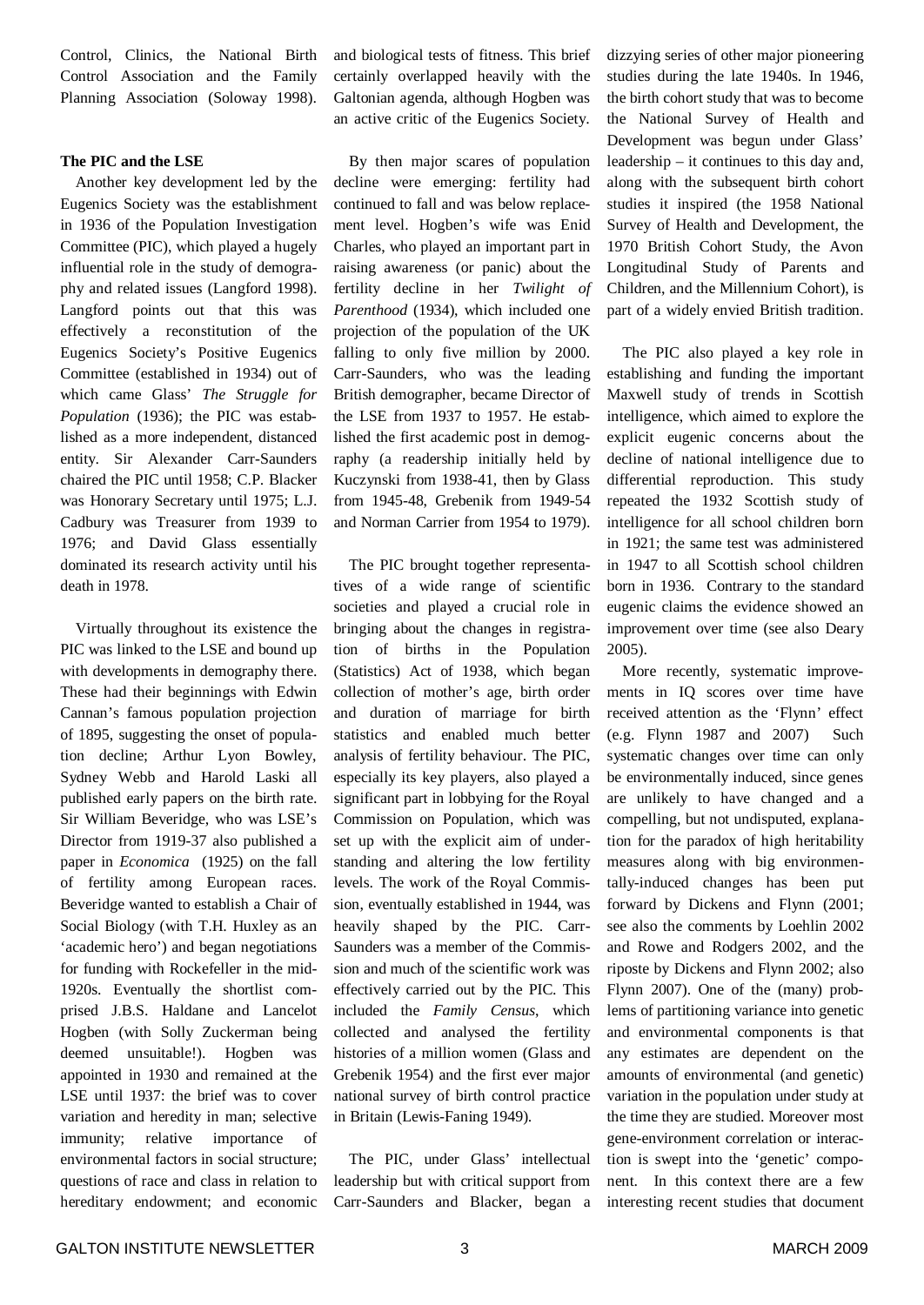Control, Clinics, the National Birth Control Association and the Family Planning Association (Soloway 1998).

**The PIC and the LSE**

Another key development led by the Eugenics Society was the establishment in 1936 of the Population Investigation Committee (PIC), which played a hugely influential role in the study of demography and related issues (Langford 1998). Langford points out that this was effectively a reconstitution of the Eugenics Society's Positive Eugenics Committee (established in 1934) out of which came Glass' *The Struggle for Population* (1936); the PIC was established as a more independent, distanced entity. Sir Alexander Carr-Saunders chaired the PIC until 1958; C.P. Blacker was Honorary Secretary until 1975; L.J. Cadbury was Treasurer from 1939 to 1976; and David Glass essentially dominated its research activity until his death in 1978.

Virtually throughout its existence the PIC was linked to the LSE and bound up with developments in demography there. These had their beginnings with Edwin Cannan's famous population projection of 1895, suggesting the onset of population decline; Arthur Lyon Bowley, Sydney Webb and Harold Laski all published early papers on the birth rate. Sir William Beveridge, who was LSE's Director from 1919-37 also published a paper in *Economica* (1925) on the fall of fertility among European races. Beveridge wanted to establish a Chair of Social Biology (with T.H. Huxley as an 'academic hero') and began negotiations for funding with Rockefeller in the mid-1920s. Eventually the shortlist comprised J.B.S. Haldane and Lancelot Hogben (with Solly Zuckerman being deemed unsuitable!). Hogben was appointed in 1930 and remained at the LSE until 1937: the brief was to cover variation and heredity in man; selective immunity; relative importance of environmental factors in social structure; questions of race and class in relation to hereditary endowment; and economic and biological tests of fitness. This brief certainly overlapped heavily with the Galtonian agenda, although Hogben was an active critic of the Eugenics Society.

By then major scares of population decline were emerging: fertility had continued to fall and was below replacement level. Hogben's wife was Enid Charles, who played an important part in raising awareness (or panic) about the fertility decline in her *Twilight of Parenthood* (1934), which included one projection of the population of the UK falling to only five million by 2000. Carr-Saunders, who was the leading British demographer, became Director of the LSE from 1937 to 1957. He established the first academic post in demography (a readership initially held by Kuczynski from 1938-41, then by Glass from 1945-48, Grebenik from 1949-54 and Norman Carrier from 1954 to 1979).

The PIC brought together representatives of a wide range of scientific societies and played a crucial role in bringing about the changes in registration of births in the Population (Statistics) Act of 1938, which began collection of mother's age, birth order and duration of marriage for birth statistics and enabled much better analysis of fertility behaviour. The PIC, especially its key players, also played a significant part in lobbying for the Royal Commission on Population, which was set up with the explicit aim of understanding and altering the low fertility levels. The work of the Royal Commission, eventually established in 1944, was heavily shaped by the PIC. Carr-Saunders was a member of the Commission and much of the scientific work was effectively carried out by the PIC. This included the *Family Census*, which collected and analysed the fertility histories of a million women (Glass and Grebenik 1954) and the first ever major national survey of birth control practice in Britain (Lewis-Faning 1949).

The PIC, under Glass' intellectual leadership but with critical support from Carr-Saunders and Blacker, began a dizzying series of other major pioneering studies during the late 1940s. In 1946, the birth cohort study that was to become the National Survey of Health and Development was begun under Glass' leadership – it continues to this day and, along with the subsequent birth cohort studies it inspired (the 1958 National Survey of Health and Development, the 1970 British Cohort Study, the Avon Longitudinal Study of Parents and Children, and the Millennium Cohort), is part of a widely envied British tradition.

The PIC also played a key role in establishing and funding the important Maxwell study of trends in Scottish intelligence, which aimed to explore the explicit eugenic concerns about the decline of national intelligence due to differential reproduction. This study repeated the 1932 Scottish study of intelligence for all school children born in 1921; the same test was administered in 1947 to all Scottish school children born in 1936. Contrary to the standard eugenic claims the evidence showed an improvement over time (see also Deary 2005).

More recently, systematic improvements in IQ scores over time have received attention as the 'Flynn' effect (e.g. Flynn 1987 and 2007) Such systematic changes over time can only be environmentally induced, since genes are unlikely to have changed and a compelling, but not undisputed, explanation for the paradox of high heritability measures along with big environmentally-induced changes has been put forward by Dickens and Flynn (2001; see also the comments by Loehlin 2002 and Rowe and Rodgers 2002, and the riposte by Dickens and Flynn 2002; also Flynn 2007). One of the (many) problems of partitioning variance into genetic and environmental components is that any estimates are dependent on the amounts of environmental (and genetic) variation in the population under study at the time they are studied. Moreover most gene-environment correlation or interaction is swept into the 'genetic' component. In this context there are a few interesting recent studies that document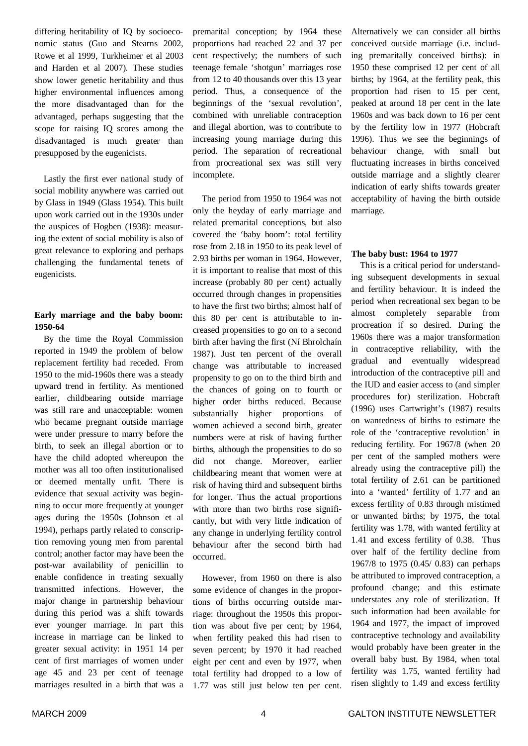differing heritability of IQ by socioeconomic status (Guo and Stearns 2002, Rowe et al 1999, Turkheimer et al 2003 and Harden et al 2007). These studies show lower genetic heritability and thus higher environmental influences among the more disadvantaged than for the advantaged, perhaps suggesting that the scope for raising IQ scores among the disadvantaged is much greater than presupposed by the eugenicists.

Lastly the first ever national study of social mobility anywhere was carried out by Glass in 1949 (Glass 1954). This built upon work carried out in the 1930s under the auspices of Hogben (1938): measuring the extent of social mobility is also of great relevance to exploring and perhaps challenging the fundamental tenets of eugenicists.

**Early marriage and the baby boom: 1950-64**

By the time the Royal Commission reported in 1949 the problem of below replacement fertility had receded. From 1950 to the mid-1960s there was a steady upward trend in fertility. As mentioned earlier, childbearing outside marriage was still rare and unacceptable: women who became pregnant outside marriage were under pressure to marry before the birth, to seek an illegal abortion or to have the child adopted whereupon the mother was all too often institutionalised or deemed mentally unfit. There is evidence that sexual activity was beginning to occur more frequently at younger ages during the 1950s (Johnson et al 1994), perhaps partly related to conscription removing young men from parental control; another factor may have been the post-war availability of penicillin to enable confidence in treating sexually transmitted infections. However, the major change in partnership behaviour during this period was a shift towards ever younger marriage. In part this increase in marriage can be linked to greater sexual activity: in 1951 14 per cent of first marriages of women under age 45 and 23 per cent of teenage marriages resulted in a birth that was a premarital conception; by 1964 these proportions had reached 22 and 37 per cent respectively; the numbers of such teenage female 'shotgun' marriages rose from 12 to 40 thousands over this 13 year period. Thus, a consequence of the beginnings of the 'sexual revolution', combined with unreliable contraception and illegal abortion, was to contribute to increasing young marriage during this period. The separation of recreational from procreational sex was still very incomplete.

The period from 1950 to 1964 was not only the heyday of early marriage and related premarital conceptions, but also covered the 'baby boom': total fertility rose from 2.18 in 1950 to its peak level of 2.93 births per woman in 1964. However, it is important to realise that most of this increase (probably 80 per cent) actually occurred through changes in propensities to have the first two births; almost half of this 80 per cent is attributable to increased propensities to go on to a second birth after having the first (Ní Bhrolchaín 1987). Just ten percent of the overall change was attributable to increased propensity to go on to the third birth and the chances of going on to fourth or higher order births reduced. Because substantially higher proportions of women achieved a second birth, greater numbers were at risk of having further births, although the propensities to do so did not change. Moreover, earlier childbearing meant that women were at risk of having third and subsequent births for longer. Thus the actual proportions with more than two births rose significantly, but with very little indication of any change in underlying fertility control behaviour after the second birth had occurred.

However, from 1960 on there is also some evidence of changes in the proportions of births occurring outside marriage: throughout the 1950s this proportion was about five per cent; by 1964, when fertility peaked this had risen to seven percent; by 1970 it had reached eight per cent and even by 1977, when total fertility had dropped to a low of 1.77 was still just below ten per cent. Alternatively we can consider all births conceived outside marriage (i.e. including premaritally conceived births): in 1950 these comprised 12 per cent of all births; by 1964, at the fertility peak, this proportion had risen to 15 per cent, peaked at around 18 per cent in the late 1960s and was back down to 16 per cent by the fertility low in 1977 (Hobcraft 1996). Thus we see the beginnings of behaviour change, with small but fluctuating increases in births conceived outside marriage and a slightly clearer indication of early shifts towards greater acceptability of having the birth outside marriage.

**The baby bust: 1964 to 1977**

This is a critical period for understanding subsequent developments in sexual and fertility behaviour. It is indeed the period when recreational sex began to be almost completely separable from procreation if so desired. During the 1960s there was a major transformation in contraceptive reliability, with the gradual and eventually widespread introduction of the contraceptive pill and the IUD and easier access to (and simpler procedures for) sterilization. Hobcraft (1996) uses Cartwright's (1987) results on wantedness of births to estimate the role of the 'contraceptive revolution' in reducing fertility. For 1967/8 (when 20 per cent of the sampled mothers were already using the contraceptive pill) the total fertility of 2.61 can be partitioned into a 'wanted' fertility of 1.77 and an excess fertility of 0.83 through mistimed or unwanted births; by 1975, the total fertility was 1.78, with wanted fertility at 1.41 and excess fertility of 0.38. Thus over half of the fertility decline from 1967/8 to 1975 (0.45/ 0.83) can perhaps be attributed to improved contraception, a profound change; and this estimate understates any role of sterilization. If such information had been available for 1964 and 1977, the impact of improved contraceptive technology and availability would probably have been greater in the overall baby bust. By 1984, when total fertility was 1.75, wanted fertility had risen slightly to 1.49 and excess fertility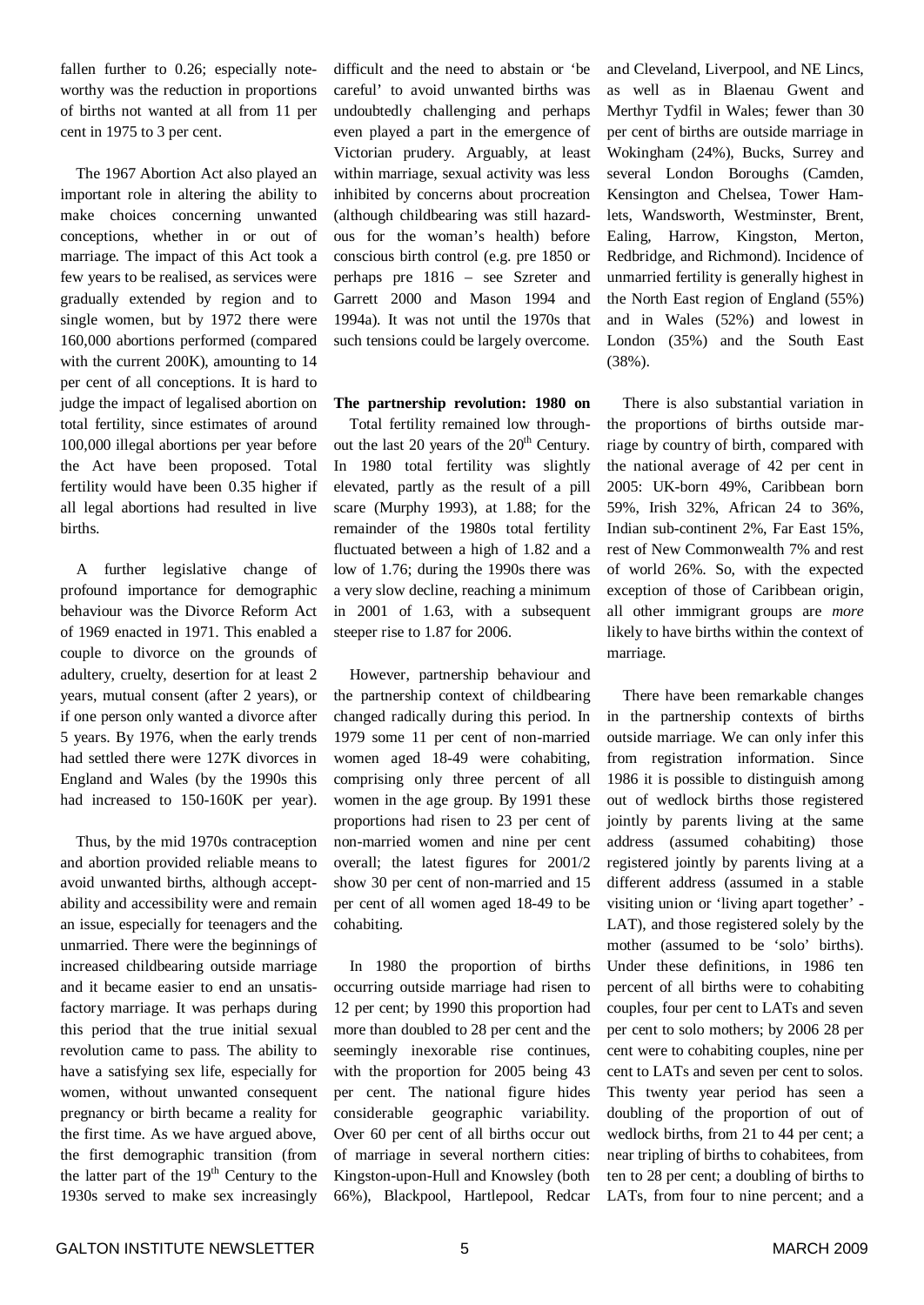fallen further to 0.26; especially noteworthy was the reduction in proportions of births not wanted at all from 11 per cent in 1975 to 3 per cent.

The 1967 Abortion Act also played an important role in altering the ability to make choices concerning unwanted conceptions, whether in or out of marriage. The impact of this Act took a few years to be realised, as services were gradually extended by region and to single women, but by 1972 there were 160,000 abortions performed (compared with the current 200K), amounting to 14 per cent of all conceptions. It is hard to judge the impact of legalised abortion on total fertility, since estimates of around 100,000 illegal abortions per year before the Act have been proposed. Total fertility would have been 0.35 higher if all legal abortions had resulted in live births.

A further legislative change of profound importance for demographic behaviour was the Divorce Reform Act of 1969 enacted in 1971. This enabled a couple to divorce on the grounds of adultery, cruelty, desertion for at least 2 years, mutual consent (after 2 years), or if one person only wanted a divorce after 5 years. By 1976, when the early trends had settled there were 127K divorces in England and Wales (by the 1990s this had increased to 150-160K per year).

Thus, by the mid 1970s contraception and abortion provided reliable means to avoid unwanted births, although acceptability and accessibility were and remain an issue, especially for teenagers and the unmarried. There were the beginnings of increased childbearing outside marriage and it became easier to end an unsatisfactory marriage. It was perhaps during this period that the true initial sexual revolution came to pass. The ability to have a satisfying sex life, especially for women, without unwanted consequent pregnancy or birth became a reality for the first time. As we have argued above, the first demographic transition (from the latter part of the 19th Century to the 1930s served to make sex increasingly difficult and the need to abstain or 'be careful' to avoid unwanted births was undoubtedly challenging and perhaps even played a part in the emergence of Victorian prudery. Arguably, at least within marriage, sexual activity was less inhibited by concerns about procreation (although childbearing was still hazardous for the woman's health) before conscious birth control (e.g. pre 1850 or perhaps pre 1816 – see Szreter and Garrett 2000 and Mason 1994 and 1994a). It was not until the 1970s that such tensions could be largely overcome.

**The partnership revolution: 1980 on**

Total fertility remained low throughout the last 20 years of the 20th Century. In 1980 total fertility was slightly elevated, partly as the result of a pill scare (Murphy 1993), at 1.88; for the remainder of the 1980s total fertility fluctuated between a high of 1.82 and a low of 1.76; during the 1990s there was a very slow decline, reaching a minimum in 2001 of 1.63, with a subsequent steeper rise to 1.87 for 2006.

However, partnership behaviour and the partnership context of childbearing changed radically during this period. In 1979 some 11 per cent of non-married women aged 18-49 were cohabiting, comprising only three percent of all women in the age group. By 1991 these proportions had risen to 23 per cent of non-married women and nine per cent overall; the latest figures for 2001/2 show 30 per cent of non-married and 15 per cent of all women aged 18-49 to be cohabiting.

In 1980 the proportion of births occurring outside marriage had risen to 12 per cent; by 1990 this proportion had more than doubled to 28 per cent and the seemingly inexorable rise continues, with the proportion for 2005 being 43 per cent. The national figure hides considerable geographic variability. Over 60 per cent of all births occur out of marriage in several northern cities: Kingston-upon-Hull and Knowsley (both 66%), Blackpool, Hartlepool, Redcar and Cleveland, Liverpool, and NE Lincs, as well as in Blaenau Gwent and Merthyr Tydfil in Wales; fewer than 30 per cent of births are outside marriage in Wokingham (24%), Bucks, Surrey and several London Boroughs (Camden, Kensington and Chelsea, Tower Hamlets, Wandsworth, Westminster, Brent, Ealing, Harrow, Kingston, Merton, Redbridge, and Richmond). Incidence of unmarried fertility is generally highest in the North East region of England (55%) and in Wales (52%) and lowest in London (35%) and the South East (38%).

There is also substantial variation in the proportions of births outside marriage by country of birth, compared with the national average of 42 per cent in 2005: UK-born 49%, Caribbean born 59%, Irish 32%, African 24 to 36%, Indian sub-continent 2%, Far East 15%, rest of New Commonwealth 7% and rest of world 26%. So, with the expected exception of those of Caribbean origin, all other immigrant groups are *more* likely to have births within the context of marriage.

There have been remarkable changes in the partnership contexts of births outside marriage. We can only infer this from registration information. Since 1986 it is possible to distinguish among out of wedlock births those registered jointly by parents living at the same address (assumed cohabiting) those registered jointly by parents living at a different address (assumed in a stable visiting union or 'living apart together' - LAT), and those registered solely by the mother (assumed to be 'solo' births). Under these definitions, in 1986 ten percent of all births were to cohabiting couples, four per cent to LATs and seven per cent to solo mothers; by 2006 28 per cent were to cohabiting couples, nine per cent to LATs and seven per cent to solos. This twenty year period has seen a doubling of the proportion of out of wedlock births, from 21 to 44 per cent; a near tripling of births to cohabitees, from ten to 28 per cent; a doubling of births to LATs, from four to nine percent; and a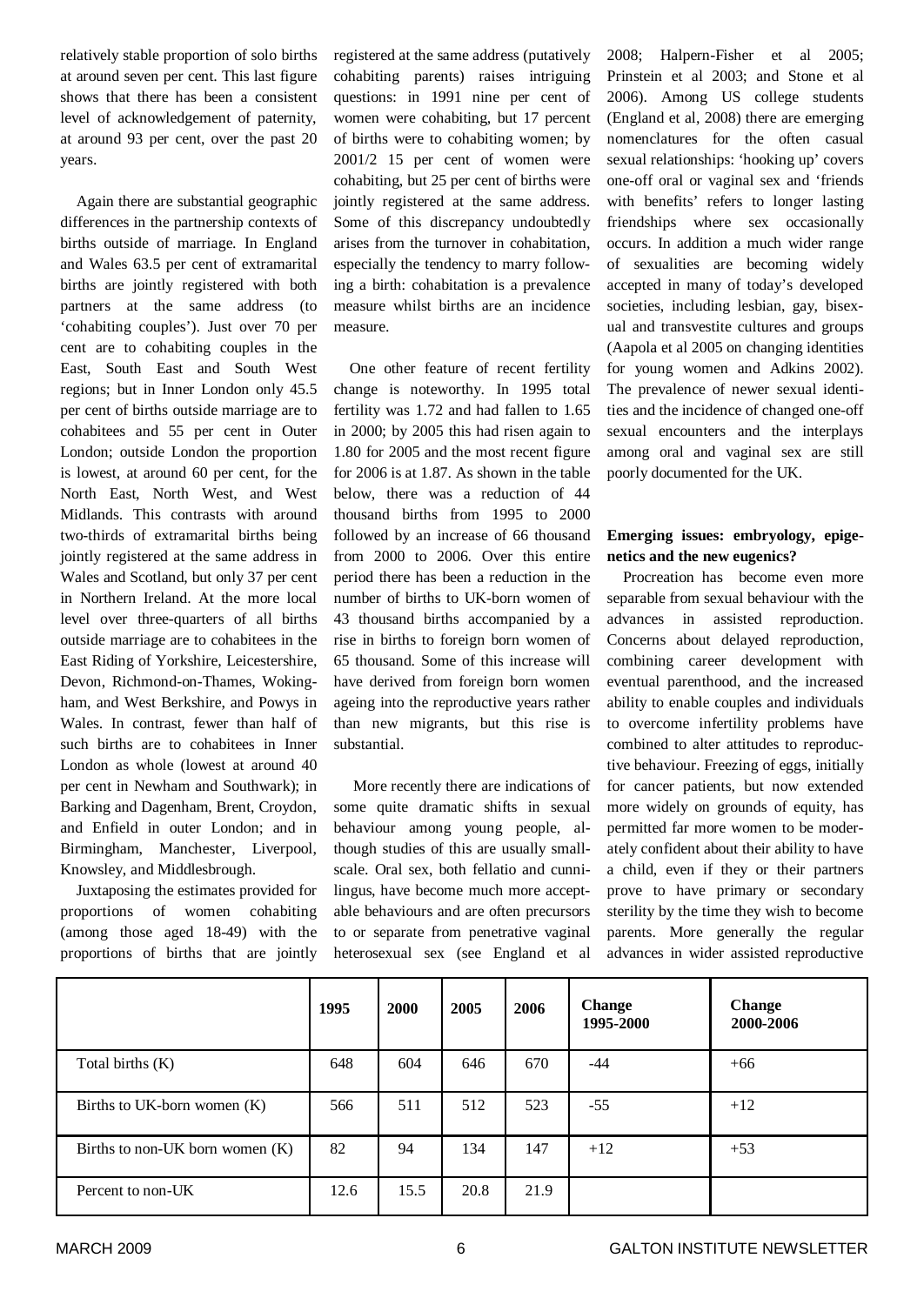relatively stable proportion of solo births at around seven per cent. This last figure shows that there has been a consistent level of acknowledgement of paternity, at around 93 per cent, over the past 20 years.

Again there are substantial geographic differences in the partnership contexts of births outside of marriage. In England and Wales 63.5 per cent of extramarital births are jointly registered with both partners at the same address (to 'cohabiting couples'). Just over 70 per cent are to cohabiting couples in the East, South East and South West regions; but in Inner London only 45.5 per cent of births outside marriage are to cohabitees and 55 per cent in Outer London; outside London the proportion is lowest, at around 60 per cent, for the North East, North West, and West Midlands. This contrasts with around two-thirds of extramarital births being jointly registered at the same address in Wales and Scotland, but only 37 per cent in Northern Ireland. At the more local level over three-quarters of all births outside marriage are to cohabitees in the East Riding of Yorkshire, Leicestershire, Devon, Richmond-on-Thames, Wokingham, and West Berkshire, and Powys in Wales. In contrast, fewer than half of such births are to cohabitees in Inner London as whole (lowest at around 40 per cent in Newham and Southwark); in Barking and Dagenham, Brent, Croydon, and Enfield in outer London; and in Birmingham, Manchester, Liverpool, Knowsley, and Middlesbrough.

Juxtaposing the estimates provided for proportions of women cohabiting (among those aged 18-49) with the proportions of births that are jointly registered at the same address (putatively cohabiting parents) raises intriguing questions: in 1991 nine per cent of women were cohabiting, but 17 percent of births were to cohabiting women; by 2001/2 15 per cent of women were cohabiting, but 25 per cent of births were jointly registered at the same address. Some of this discrepancy undoubtedly arises from the turnover in cohabitation, especially the tendency to marry following a birth: cohabitation is a prevalence measure whilst births are an incidence measure.

One other feature of recent fertility change is noteworthy. In 1995 total fertility was 1.72 and had fallen to 1.65 in 2000; by 2005 this had risen again to 1.80 for 2005 and the most recent figure for 2006 is at 1.87. As shown in the table below, there was a reduction of 44 thousand births from 1995 to 2000 followed by an increase of 66 thousand from 2000 to 2006. Over this entire period there has been a reduction in the number of births to UK-born women of 43 thousand births accompanied by a rise in births to foreign born women of 65 thousand. Some of this increase will have derived from foreign born women ageing into the reproductive years rather than new migrants, but this rise is substantial.

More recently there are indications of some quite dramatic shifts in sexual behaviour among young people, although studies of this are usually small-scale. Oral sex, both fellatio and cunnilingus, have become much more acceptable behaviours and are often precursors to or separate from penetrative vaginal heterosexual sex (see England et al 2008; Halpern-Fisher et al 2005; Prinstein et al 2003; and Stone et al 2006). Among US college students (England et al, 2008) there are emerging nomenclatures for the often casual sexual relationships: 'hooking up' covers one-off oral or vaginal sex and 'friends with benefits' refers to longer lasting friendships where sex occasionally occurs. In addition a much wider range of sexualities are becoming widely accepted in many of today's developed societies, including lesbian, gay, bisexual and transvestite cultures and groups (Aapola et al 2005 on changing identities for young women and Adkins 2002). The prevalence of newer sexual identities and the incidence of changed one-off sexual encounters and the interplays among oral and vaginal sex are still poorly documented for the UK.

**Emerging issues: embryology, epigenetics and the new eugenics?**

Procreation has become even more separable from sexual behaviour with the advances in assisted reproduction. Concerns about delayed reproduction, combining career development with eventual parenthood, and the increased ability to enable couples and individuals to overcome infertility problems have combined to alter attitudes to reproductive behaviour. Freezing of eggs, initially for cancer patients, but now extended more widely on grounds of equity, has permitted far more women to be moderately confident about their ability to have a child, even if they or their partners prove to have primary or secondary sterility by the time they wish to become parents. More generally the regular advances in wider assisted reproductive

| | 1995 | 2000 | 2005 | 2006 | Change 1995-2000 | Change 2000-2006 |
|---|---|---|---|---|---|---|
| Total births (K) | 648 | 604 | 646 | 670 | -44 | +66 |
| Births to UK-born women (K) | 566 | 511 | 512 | 523 | -55 | +12 |
| Births to non-UK born women (K) | 82 | 94 | 134 | 147 | +12 | +53 |
| Percent to non-UK | 12.6 | 15.5 | 20.8 | 21.9 | | |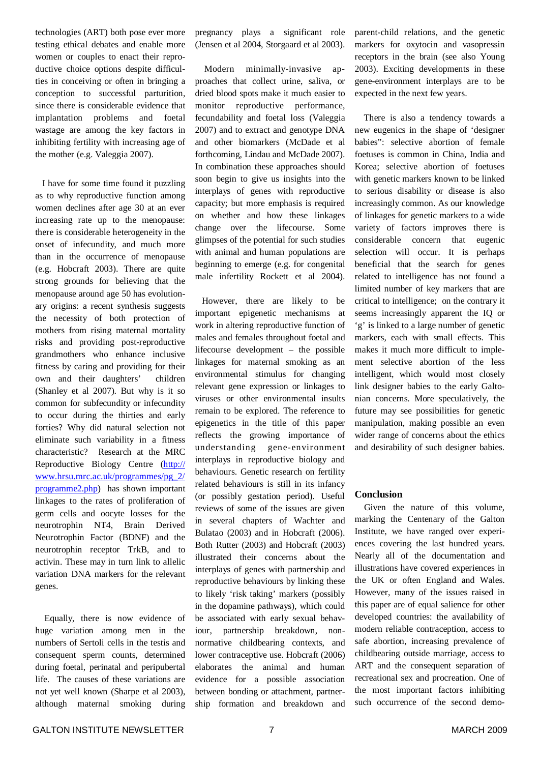technologies (ART) both pose ever more testing ethical debates and enable more women or couples to enact their reproductive choice options despite difficulties in conceiving or often in bringing a conception to successful parturition, since there is considerable evidence that implantation problems and foetal wastage are among the key factors in inhibiting fertility with increasing age of the mother (e.g. Valeggia 2007).

I have for some time found it puzzling as to why reproductive function among women declines after age 30 at an ever increasing rate up to the menopause: there is considerable heterogeneity in the onset of infecundity, and much more than in the occurrence of menopause (e.g. Hobcraft 2003). There are quite strong grounds for believing that the menopause around age 50 has evolutionary origins: a recent synthesis suggests the necessity of both protection of mothers from rising maternal mortality risks and providing post-reproductive grandmothers who enhance inclusive fitness by caring and providing for their own and their daughters' children (Shanley et al 2007). But why is it so common for subfecundity or infecundity to occur during the thirties and early forties? Why did natural selection not eliminate such variability in a fitness characteristic? Research at the MRC Reproductive Biology Centre (http://www.hrsu.mrc.ac.uk/programmes/pg_2/programme2.php) has shown important linkages to the rates of proliferation of germ cells and oocyte losses for the neurotrophin NT4, Brain Derived Neurotrophin Factor (BDNF) and the neurotrophin receptor TrkB, and to activin. These may in turn link to allelic variation DNA markers for the relevant genes.

Equally, there is now evidence of huge variation among men in the numbers of Sertoli cells in the testis and consequent sperm counts, determined during foetal, perinatal and peripubertal life. The causes of these variations are not yet well known (Sharpe et al 2003), although maternal smoking during pregnancy plays a significant role (Jensen et al 2004, Storgaard et al 2003).

Modern minimally-invasive approaches that collect urine, saliva, or dried blood spots make it much easier to monitor reproductive performance, fecundability and foetal loss (Valeggia 2007) and to extract and genotype DNA and other biomarkers (McDade et al forthcoming, Lindau and McDade 2007). In combination these approaches should soon begin to give us insights into the interplays of genes with reproductive capacity; but more emphasis is required on whether and how these linkages change over the lifecourse. Some glimpses of the potential for such studies with animal and human populations are beginning to emerge (e.g. for congenital male infertility Rockett et al 2004).

However, there are likely to be important epigenetic mechanisms at work in altering reproductive function of males and females throughout foetal and lifecourse development – the possible linkages for maternal smoking as an environmental stimulus for changing relevant gene expression or linkages to viruses or other environmental insults remain to be explored. The reference to epigenetics in the title of this paper reflects the growing importance of understanding gene-environment interplays in reproductive biology and behaviours. Genetic research on fertility related behaviours is still in its infancy (or possibly gestation period). Useful reviews of some of the issues are given in several chapters of Wachter and Bulatao (2003) and in Hobcraft (2006). Both Rutter (2003) and Hobcraft (2003) illustrated their concerns about the interplays of genes with partnership and reproductive behaviours by linking these to likely 'risk taking' markers (possibly in the dopamine pathways), which could be associated with early sexual behaviour, partnership breakdown, non-normative childbearing contexts, and lower contraceptive use. Hobcraft (2006) elaborates the animal and human evidence for a possible association between bonding or attachment, partnership formation and breakdown and parent-child relations, and the genetic markers for oxytocin and vasopressin receptors in the brain (see also Young 2003). Exciting developments in these gene-environment interplays are to be expected in the next few years.

There is also a tendency towards a new eugenics in the shape of 'designer babies": selective abortion of female foetuses is common in China, India and Korea; selective abortion of foetuses with genetic markers known to be linked to serious disability or disease is also increasingly common. As our knowledge of linkages for genetic markers to a wide variety of factors improves there is considerable concern that eugenic selection will occur. It is perhaps beneficial that the search for genes related to intelligence has not found a limited number of key markers that are critical to intelligence; on the contrary it seems increasingly apparent the IQ or 'g' is linked to a large number of genetic markers, each with small effects. This makes it much more difficult to implement selective abortion of the less intelligent, which would most closely link designer babies to the early Galtonian concerns. More speculatively, the future may see possibilities for genetic manipulation, making possible an even wider range of concerns about the ethics and desirability of such designer babies.

## Conclusion

Given the nature of this volume, marking the Centenary of the Galton Institute, we have ranged over experiences covering the last hundred years. Nearly all of the documentation and illustrations have covered experiences in the UK or often England and Wales. However, many of the issues raised in this paper are of equal salience for other developed countries: the availability of modern reliable contraception, access to safe abortion, increasing prevalence of childbearing outside marriage, access to ART and the consequent separation of recreational sex and procreation. One of the most important factors inhibiting such occurrence of the second demo-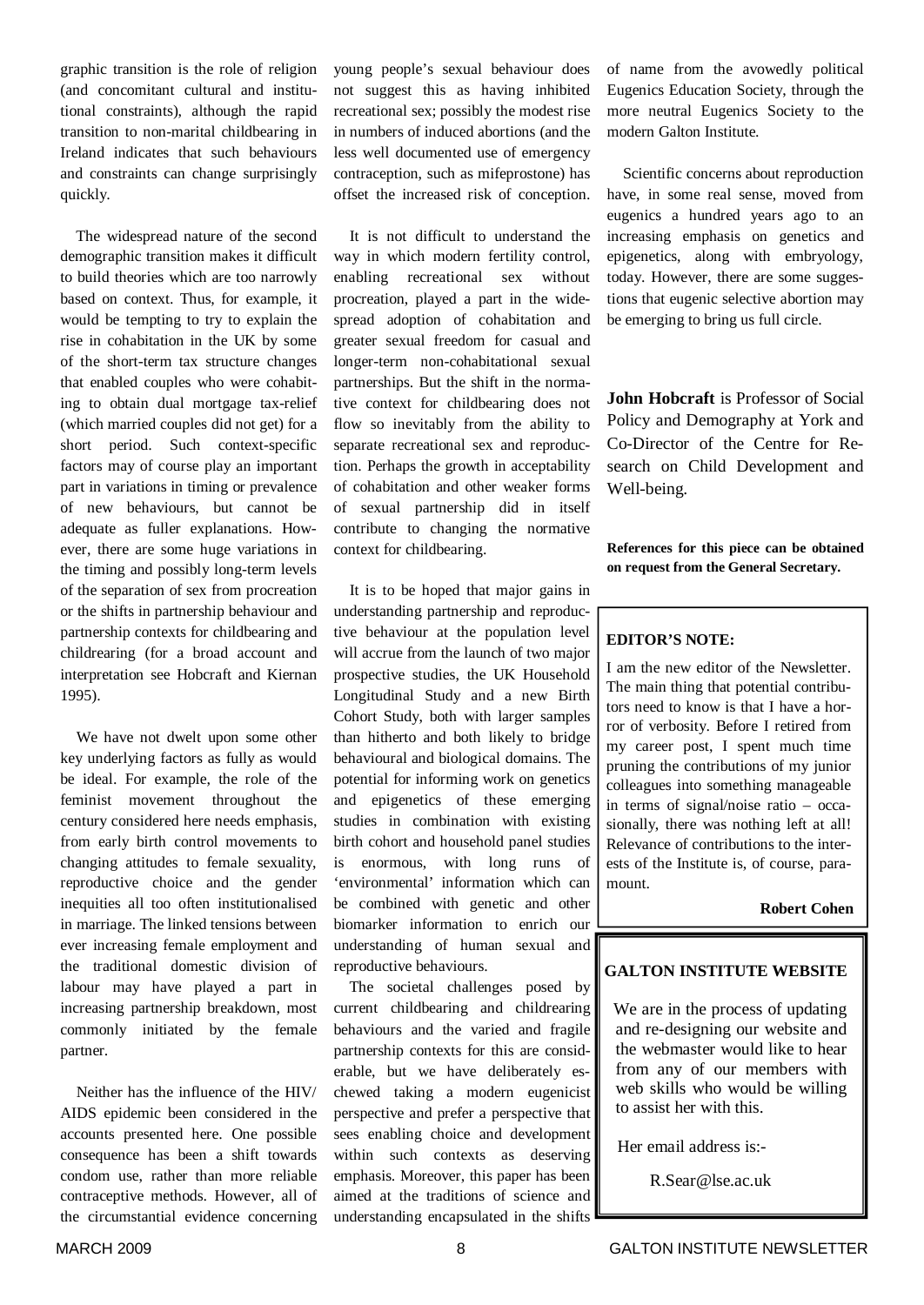graphic transition is the role of religion (and concomitant cultural and institutional constraints), although the rapid transition to non-marital childbearing in Ireland indicates that such behaviours and constraints can change surprisingly quickly.

The widespread nature of the second demographic transition makes it difficult to build theories which are too narrowly based on context. Thus, for example, it would be tempting to try to explain the rise in cohabitation in the UK by some of the short-term tax structure changes that enabled couples who were cohabiting to obtain dual mortgage tax-relief (which married couples did not get) for a short period. Such context-specific factors may of course play an important part in variations in timing or prevalence of new behaviours, but cannot be adequate as fuller explanations. However, there are some huge variations in the timing and possibly long-term levels of the separation of sex from procreation or the shifts in partnership behaviour and partnership contexts for childbearing and childrearing (for a broad account and interpretation see Hobcraft and Kiernan 1995).

We have not dwelt upon some other key underlying factors as fully as would be ideal. For example, the role of the feminist movement throughout the century considered here needs emphasis, from early birth control movements to changing attitudes to female sexuality, reproductive choice and the gender inequities all too often institutionalised in marriage. The linked tensions between ever increasing female employment and the traditional domestic division of labour may have played a part in increasing partnership breakdown, most commonly initiated by the female partner.

Neither has the influence of the HIV/AIDS epidemic been considered in the accounts presented here. One possible consequence has been a shift towards condom use, rather than more reliable contraceptive methods. However, all of the circumstantial evidence concerning young people's sexual behaviour does not suggest this as having inhibited recreational sex; possibly the modest rise in numbers of induced abortions (and the less well documented use of emergency contraception, such as mifeprostone) has offset the increased risk of conception.

It is not difficult to understand the way in which modern fertility control, enabling recreational sex without procreation, played a part in the widespread adoption of cohabitation and greater sexual freedom for casual and longer-term non-cohabitational sexual partnerships. But the shift in the normative context for childbearing does not flow so inevitably from the ability to separate recreational sex and reproduction. Perhaps the growth in acceptability of cohabitation and other weaker forms of sexual partnership did in itself contribute to changing the normative context for childbearing.

It is to be hoped that major gains in understanding partnership and reproductive behaviour at the population level will accrue from the launch of two major prospective studies, the UK Household Longitudinal Study and a new Birth Cohort Study, both with larger samples than hitherto and both likely to bridge behavioural and biological domains. The potential for informing work on genetics and epigenetics of these emerging studies in combination with existing birth cohort and household panel studies is enormous, with long runs of 'environmental' information which can be combined with genetic and other biomarker information to enrich our understanding of human sexual and reproductive behaviours.

The societal challenges posed by current childbearing and childrearing behaviours and the varied and fragile partnership contexts for this are considerable, but we have deliberately eschewed taking a modern eugenicist perspective and prefer a perspective that sees enabling choice and development within such contexts as deserving emphasis. Moreover, this paper has been aimed at the traditions of science and understanding encapsulated in the shifts of name from the avowedly political Eugenics Education Society, through the more neutral Eugenics Society to the modern Galton Institute.

Scientific concerns about reproduction have, in some real sense, moved from eugenics a hundred years ago to an increasing emphasis on genetics and epigenetics, along with embryology, today. However, there are some suggestions that eugenic selective abortion may be emerging to bring us full circle.

**John Hobcraft** is Professor of Social Policy and Demography at York and Co-Director of the Centre for Research on Child Development and Well-being.

**References for this piece can be obtained on request from the General Secretary.**

**EDITOR'S NOTE:**

I am the new editor of the Newsletter. The main thing that potential contributors need to know is that I have a horror of verbosity. Before I retired from my career post, I spent much time pruning the contributions of my junior colleagues into something manageable in terms of signal/noise ratio – occasionally, there was nothing left at all! Relevance of contributions to the interests of the Institute is, of course, paramount.

**Robert Cohen**

**GALTON INSTITUTE WEBSITE**

We are in the process of updating and re-designing our website and the webmaster would like to hear from any of our members with web skills who would be willing to assist her with this.

Her email address is:-

R.Sear@lse.ac.uk